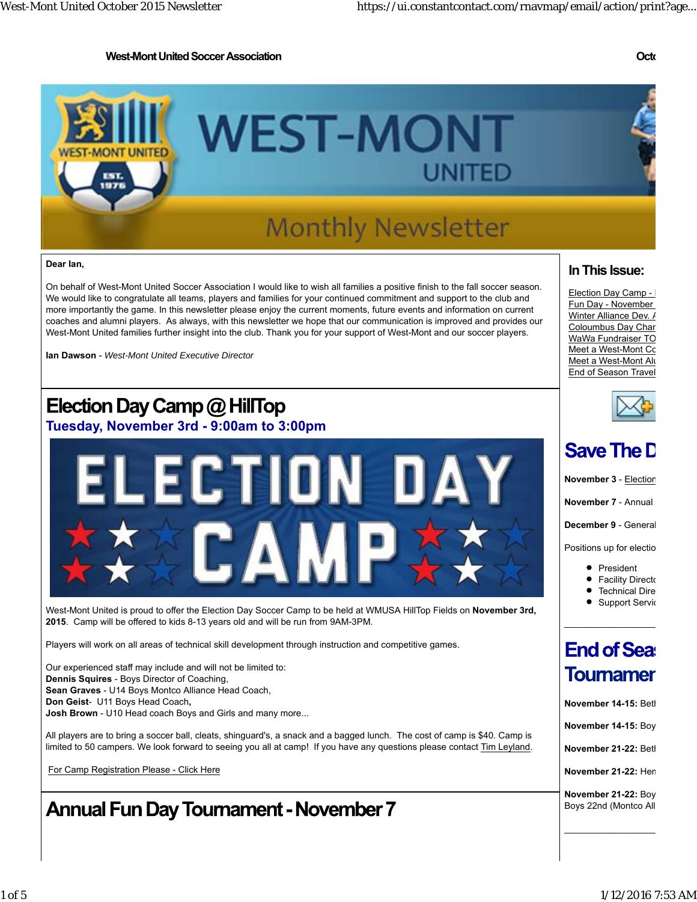**West-Mont United Soccer Association** Octo

Dear Ian,

On behalf of West-Mont United Soccer Association I would like to wish all families a positive finish to the fall soccer season. We would like to congratulate all teams, players and families for your continued commitment and support to the club and more importantly the game. In this newsletter please enjoy the current moments, future events and information on current coaches and alumni players. As always, with this newsletter we hope that our communication is improved and provides our West-Mont United families further insight into the club. Thank you for your support of West-Mont and our soccer players.

**Ian Dawson** - *West-Mont United Executive Director*

# Election Day Camp @ HillTop

## Tuesday, November 3rd - 9:00am to 3:00pm

West-Mont United is proud to offer the Election Day Soccer Camp to be held at WMUSA HillTop Fields on **November 3rd, 2015**. Camp will be offered to kids 8-13 years old and will be run from 9AM-3PM.

Players will work on all areas of technical skill development through instruction and competitive games.

Our experienced staff may include and will not be limited to:
**Dennis Squires** - Boys Director of Coaching,
**Sean Graves** - U14 Boys Montco Alliance Head Coach,
**Don Geist**- U11 Boys Head Coach**,**
**Josh Brown** - U10 Head coach Boys and Girls and many more...

All players are to bring a soccer ball, cleats, shinguard's, a snack and a bagged lunch. The cost of camp is $40. Camp is limited to 50 campers. We look forward to seeing you all at camp! If you have any questions please contact Tim Leyland.

For Camp Registration Please - Click Here

# Annual Fun Day Tournament - November 7

## In This Issue:

- Election Day Camp - I
- Fun Day - November
- Winter Alliance Dev. A
- Coloumbus Day Char
- WaWa Fundraiser TO
- Meet a West-Mont Co
- Meet a West-Mont Alu
- End of Season Travel

# Save The D

**November 3** - Election

**November 7** - Annual

**December 9** - General

Positions up for electio

- President
- Facility Directo
- Technical Dire
- Support Servic

# End of Sea Tournamer

**November 14-15:** Betl

**November 14-15:** Boy

**November 21-22:** Betl

**November 21-22:** Hen

**November 21-22:** Boy Boys 22nd (Montco All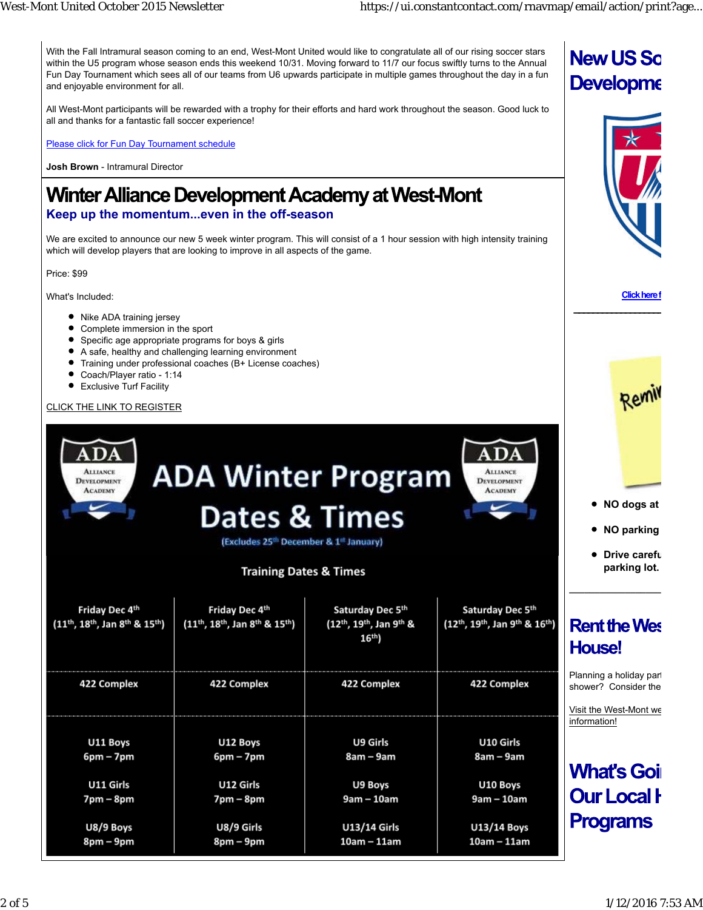With the Fall Intramural season coming to an end, West-Mont United would like to congratulate all of our rising soccer stars within the U5 program whose season ends this weekend 10/31. Moving forward to 11/7 our focus swiftly turns to the Annual Fun Day Tournament which sees all of our teams from U6 upwards participate in multiple games throughout the day in a fun and enjoyable environment for all.

All West-Mont participants will be rewarded with a trophy for their efforts and hard work throughout the season. Good luck to all and thanks for a fantastic fall soccer experience!

Please click for Fun Day Tournament schedule

**Josh Brown** - Intramural Director

# Winter Alliance Development Academy at West-Mont

## Keep up the momentum...even in the off-season

We are excited to announce our new 5 week winter program. This will consist of a 1 hour session with high intensity training which will develop players that are looking to improve in all aspects of the game.

Price: $99

What's Included:

- Nike ADA training jersey
- Complete immersion in the sport
- Specific age appropriate programs for boys & girls
- A safe, healthy and challenging learning environment
- Training under professional coaches (B+ License coaches)
- Coach/Player ratio - 1:14
- Exclusive Turf Facility

CLICK THE LINK TO REGISTER

## ADA Winter Program Dates & Times

(Excludes 25th December & 1st January)

Training Dates & Times

| Friday Dec 4th (11th, 18th, Jan 8th & 15th) | Friday Dec 4th (11th, 18th, Jan 8th & 15th) | Saturday Dec 5th (12th, 19th, Jan 9th & 16th) | Saturday Dec 5th (12th, 19th, Jan 9th & 16th) |
|---|---|---|---|
| 422 Complex | 422 Complex | 422 Complex | 422 Complex |
| U11 Boys 6pm – 7pm | U12 Boys 6pm – 7pm | U9 Girls 8am – 9am | U10 Girls 8am – 9am |
| U11 Girls 7pm – 8pm | U12 Girls 7pm – 8pm | U9 Boys 9am – 10am | U10 Boys 9am – 10am |
| U8/9 Boys 8pm – 9pm | U8/9 Girls 8pm – 9pm | U13/14 Girls 10am – 11am | U13/14 Boys 10am – 11am |

## New US So... Developme...

Click here f...

- NO dogs at
- NO parking
- Drive carefu... parking lot.

## Rent the Wes... House!

Planning a holiday part... shower? Consider the...

Visit the West-Mont we... information!

## What's Goi... Our Local H... Programs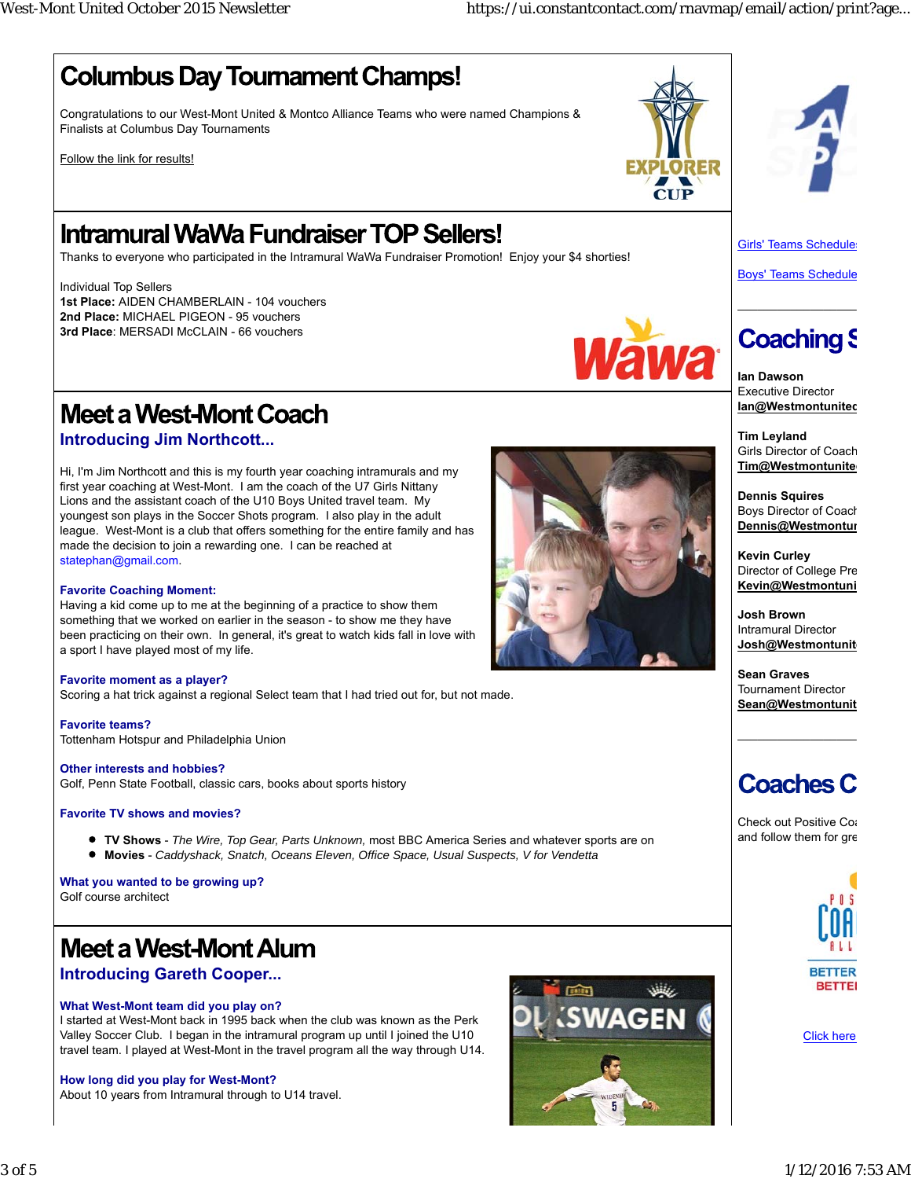# Columbus Day Tournament Champs!

Congratulations to our West-Mont United & Montco Alliance Teams who were named Champions & Finalists at Columbus Day Tournaments

Follow the link for results!

# Intramural WaWa Fundraiser TOP Sellers!

Thanks to everyone who participated in the Intramural WaWa Fundraiser Promotion! Enjoy your $4 shorties!

Individual Top Sellers
**1st Place:** AIDEN CHAMBERLAIN - 104 vouchers
**2nd Place:** MICHAEL PIGEON - 95 vouchers
**3rd Place**: MERSADI McCLAIN - 66 vouchers

# Meet a West-Mont Coach

## Introducing Jim Northcott...

Hi, I'm Jim Northcott and this is my fourth year coaching intramurals and my first year coaching at West-Mont. I am the coach of the U7 Girls Nittany Lions and the assistant coach of the U10 Boys United travel team. My youngest son plays in the Soccer Shots program. I also play in the adult league. West-Mont is a club that offers something for the entire family and has made the decision to join a rewarding one. I can be reached at statephan@gmail.com.

**Favorite Coaching Moment:**
Having a kid come up to me at the beginning of a practice to show them something that we worked on earlier in the season - to show me they have been practicing on their own. In general, it's great to watch kids fall in love with a sport I have played most of my life.

**Favorite moment as a player?**
Scoring a hat trick against a regional Select team that I had tried out for, but not made.

**Favorite teams?**
Tottenham Hotspur and Philadelphia Union

**Other interests and hobbies?**
Golf, Penn State Football, classic cars, books about sports history

**Favorite TV shows and movies?**

- **TV Shows** - *The Wire, Top Gear, Parts Unknown,* most BBC America Series and whatever sports are on
- **Movies** - *Caddyshack, Snatch, Oceans Eleven, Office Space, Usual Suspects, V for Vendetta*

**What you wanted to be growing up?**
Golf course architect

# Meet a West-Mont Alum

## Introducing Gareth Cooper...

**What West-Mont team did you play on?**
I started at West-Mont back in 1995 back when the club was known as the Perk Valley Soccer Club. I began in the intramural program up until I joined the U10 travel team. I played at West-Mont in the travel program all the way through U14.

**How long did you play for West-Mont?**
About 10 years from Intramural through to U14 travel.

Girls' Teams Schedule

Boys' Teams Schedule

# Coaching S

**Ian Dawson**
Executive Director
**Ian@Westmontunited**

**Tim Leyland**
Girls Director of Coach
**Tim@Westmontunite**

**Dennis Squires**
Boys Director of Coach
**Dennis@Westmontur**

**Kevin Curley**
Director of College Pre
**Kevin@Westmontuni**

**Josh Brown**
Intramural Director
**Josh@Westmontunit**

**Sean Graves**
Tournament Director
**Sean@Westmontunit**

# Coaches C

Check out Positive Coa and follow them for gre

Click here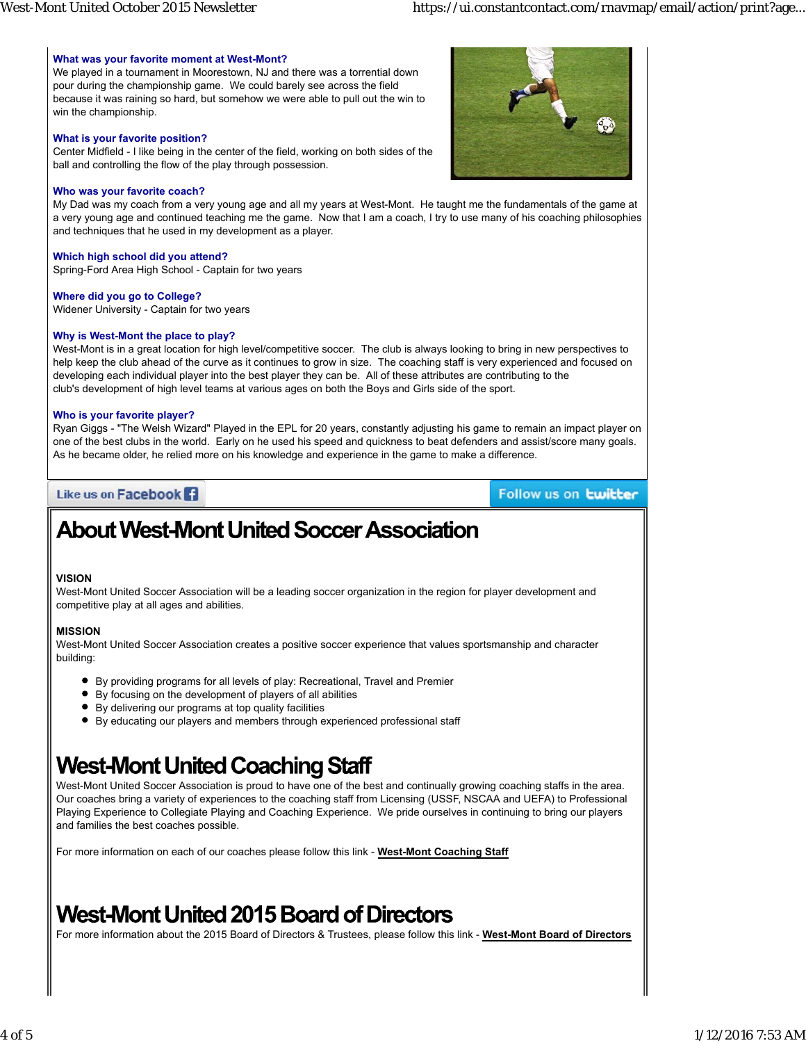**What was your favorite moment at West-Mont?**
We played in a tournament in Moorestown, NJ and there was a torrential down pour during the championship game. We could barely see across the field because it was raining so hard, but somehow we were able to pull out the win to win the championship.

**What is your favorite position?**
Center Midfield - I like being in the center of the field, working on both sides of the ball and controlling the flow of the play through possession.

**Who was your favorite coach?**
My Dad was my coach from a very young age and all my years at West-Mont. He taught me the fundamentals of the game at a very young age and continued teaching me the game. Now that I am a coach, I try to use many of his coaching philosophies and techniques that he used in my development as a player.

**Which high school did you attend?**
Spring-Ford Area High School - Captain for two years

**Where did you go to College?**
Widener University - Captain for two years

**Why is West-Mont the place to play?**
West-Mont is in a great location for high level/competitive soccer. The club is always looking to bring in new perspectives to help keep the club ahead of the curve as it continues to grow in size. The coaching staff is very experienced and focused on developing each individual player into the best player they can be. All of these attributes are contributing to the club's development of high level teams at various ages on both the Boys and Girls side of the sport.

**Who is your favorite player?**
Ryan Giggs - "The Welsh Wizard" Played in the EPL for 20 years, constantly adjusting his game to remain an impact player on one of the best clubs in the world. Early on he used his speed and quickness to beat defenders and assist/score many goals. As he became older, he relied more on his knowledge and experience in the game to make a difference.

Like us on Facebook | Follow us on twitter

# About West-Mont United Soccer Association

**VISION**
West-Mont United Soccer Association will be a leading soccer organization in the region for player development and competitive play at all ages and abilities.

**MISSION**
West-Mont United Soccer Association creates a positive soccer experience that values sportsmanship and character building:

- By providing programs for all levels of play: Recreational, Travel and Premier
- By focusing on the development of players of all abilities
- By delivering our programs at top quality facilities
- By educating our players and members through experienced professional staff

# West-Mont United Coaching Staff

West-Mont United Soccer Association is proud to have one of the best and continually growing coaching staffs in the area. Our coaches bring a variety of experiences to the coaching staff from Licensing (USSF, NSCAA and UEFA) to Professional Playing Experience to Collegiate Playing and Coaching Experience. We pride ourselves in continuing to bring our players and families the best coaches possible.

For more information on each of our coaches please follow this link - **West-Mont Coaching Staff**

# West-Mont United 2015 Board of Directors

For more information about the 2015 Board of Directors & Trustees, please follow this link - **West-Mont Board of Directors**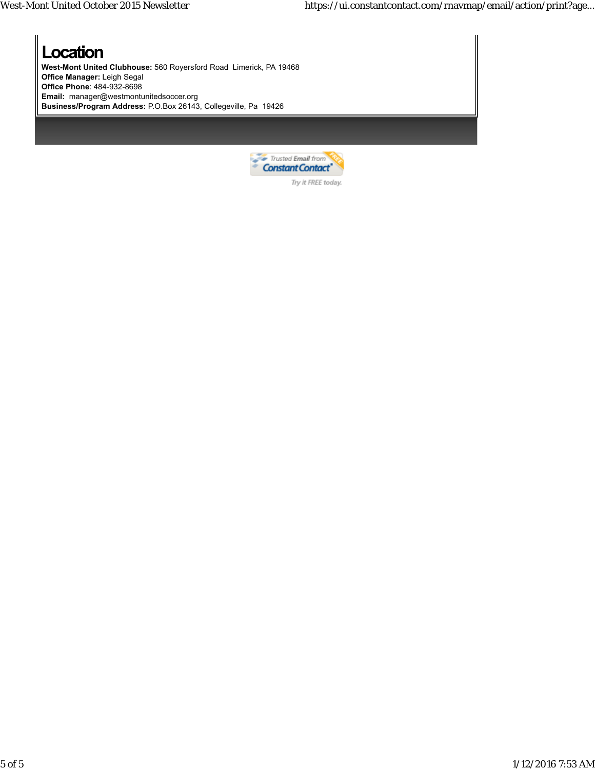# Location

**West-Mont United Clubhouse:** 560 Royersford Road  Limerick, PA 19468
**Office Manager:** Leigh Segal
**Office Phone**: 484-932-8698
**Email:**  manager@westmontunitedsoccer.org
**Business/Program Address:** P.O.Box 26143, Collegeville, Pa  19426

Trusted Email from Constant Contact
Try it FREE today.